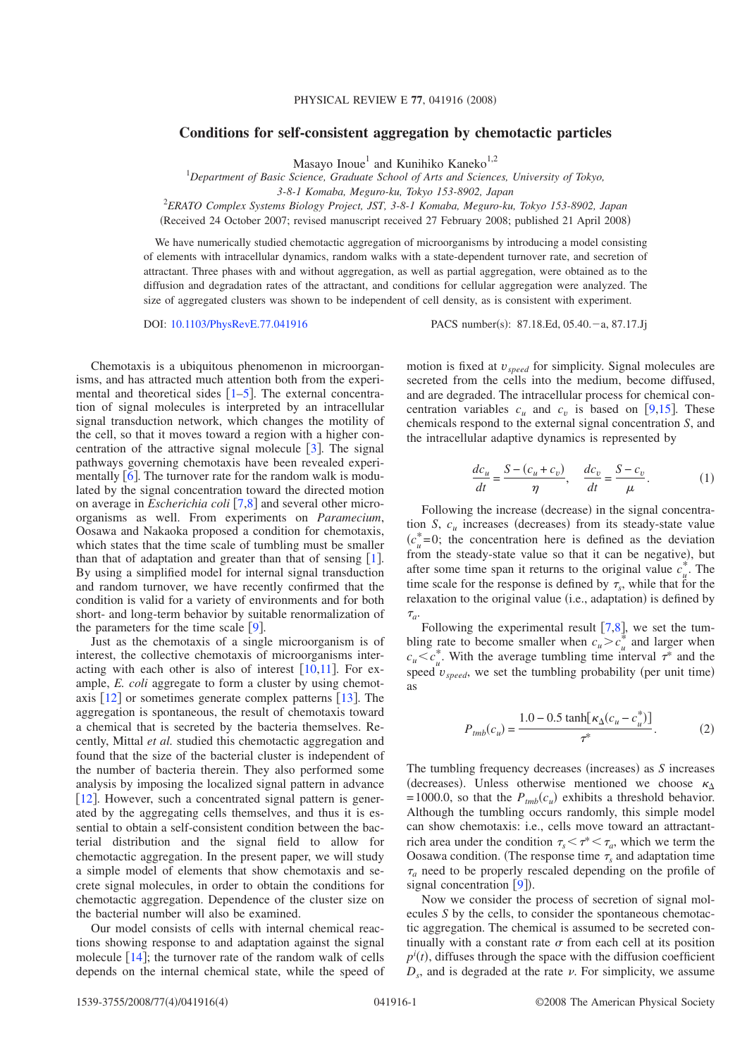# Conditions for self-consistent aggregation by chemotactic particles

Masayo Inoue[1] and Kunihiko Kaneko[1,2]

[1]*Department of Basic Science, Graduate School of Arts and Sciences, University of Tokyo, 3-8-1 Komaba, Meguro-ku, Tokyo 153-8902, Japan*

[2]*ERATO Complex Systems Biology Project, JST, 3-8-1 Komaba, Meguro-ku, Tokyo 153-8902, Japan*

(Received 24 October 2007; revised manuscript received 27 February 2008; published 21 April 2008)

We have numerically studied chemotactic aggregation of microorganisms by introducing a model consisting of elements with intracellular dynamics, random walks with a state-dependent turnover rate, and secretion of attractant. Three phases with and without aggregation, as well as partial aggregation, were obtained as to the diffusion and degradation rates of the attractant, and conditions for cellular aggregation were analyzed. The size of aggregated clusters was shown to be independent of cell density, as is consistent with experiment.

DOI: 10.1103/PhysRevE.77.041916 PACS number(s): 87.18.Ed, 05.40.−a, 87.17.Jj

Chemotaxis is a ubiquitous phenomenon in microorganisms, and has attracted much attention both from the experimental and theoretical sides [1–5]. The external concentration of signal molecules is interpreted by an intracellular signal transduction network, which changes the motility of the cell, so that it moves toward a region with a higher concentration of the attractive signal molecule [3]. The signal pathways governing chemotaxis have been revealed experimentally [6]. The turnover rate for the random walk is modulated by the signal concentration toward the directed motion on average in *Escherichia coli* [7,8] and several other microorganisms as well. From experiments on *Paramecium*, Oosawa and Nakaoka proposed a condition for chemotaxis, which states that the time scale of tumbling must be smaller than that of adaptation and greater than that of sensing [1]. By using a simplified model for internal signal transduction and random turnover, we have recently confirmed that the condition is valid for a variety of environments and for both short- and long-term behavior by suitable renormalization of the parameters for the time scale [9].

Just as the chemotaxis of a single microorganism is of interest, the collective chemotaxis of microorganisms interacting with each other is also of interest [10,11]. For example, *E. coli* aggregate to form a cluster by using chemotaxis [12] or sometimes generate complex patterns [13]. The aggregation is spontaneous, the result of chemotaxis toward a chemical that is secreted by the bacteria themselves. Recently, Mittal *et al.* studied this chemotactic aggregation and found that the size of the bacterial cluster is independent of the number of bacteria therein. They also performed some analysis by imposing the localized signal pattern in advance [12]. However, such a concentrated signal pattern is generated by the aggregating cells themselves, and thus it is essential to obtain a self-consistent condition between the bacterial distribution and the signal field to allow for chemotactic aggregation. In the present paper, we will study a simple model of elements that show chemotaxis and secrete signal molecules, in order to obtain the conditions for chemotactic aggregation. Dependence of the cluster size on the bacterial number will also be examined.

Our model consists of cells with internal chemical reactions showing response to and adaptation against the signal molecule [14]; the turnover rate of the random walk of cells depends on the internal chemical state, while the speed of motion is fixed at $v_{speed}$ for simplicity. Signal molecules are secreted from the cells into the medium, become diffused, and are degraded. The intracellular process for chemical concentration variables $c_u$ and $c_v$ is based on [9,15]. These chemicals respond to the external signal concentration $S$, and the intracellular adaptive dynamics is represented by

$$\frac{dc_u}{dt} = \frac{S-(c_u+c_v)}{\eta}, \quad \frac{dc_v}{dt} = \frac{S-c_v}{\mu}. \tag{1}$$

Following the increase (decrease) in the signal concentration $S$, $c_u$ increases (decreases) from its steady-state value ($c_u^*=0$; the concentration here is defined as the deviation from the steady-state value so that it can be negative), but after some time span it returns to the original value $c_u^*$. The time scale for the response is defined by $\tau_s$, while that for the relaxation to the original value (i.e., adaptation) is defined by $\tau_a$.

Following the experimental result [7,8], we set the tumbling rate to become smaller when $c_u > c_u^*$ and larger when $c_u < c_u^*$. With the average tumbling time interval $\tau^*$ and the speed $v_{speed}$, we set the tumbling probability (per unit time) as

$$P_{tmb}(c_u) = \frac{1.0 - 0.5\tanh[\kappa_\Delta(c_u - c_u^*)]}{\tau^*}. \tag{2}$$

The tumbling frequency decreases (increases) as $S$ increases (decreases). Unless otherwise mentioned we choose $\kappa_\Delta = 1000.0$, so that the $P_{tmb}(c_u)$ exhibits a threshold behavior. Although the tumbling occurs randomly, this simple model can show chemotaxis: i.e., cells move toward an attractant-rich area under the condition $\tau_s < \tau^* < \tau_a$, which we term the Oosawa condition. (The response time $\tau_s$ and adaptation time $\tau_a$ need to be properly rescaled depending on the profile of signal concentration [9]).

Now we consider the process of secretion of signal molecules $S$ by the cells, to consider the spontaneous chemotactic aggregation. The chemical is assumed to be secreted continually with a constant rate $\sigma$ from each cell at its position $p^i(t)$, diffuses through the space with the diffusion coefficient $D_s$, and is degraded at the rate $\nu$. For simplicity, we assume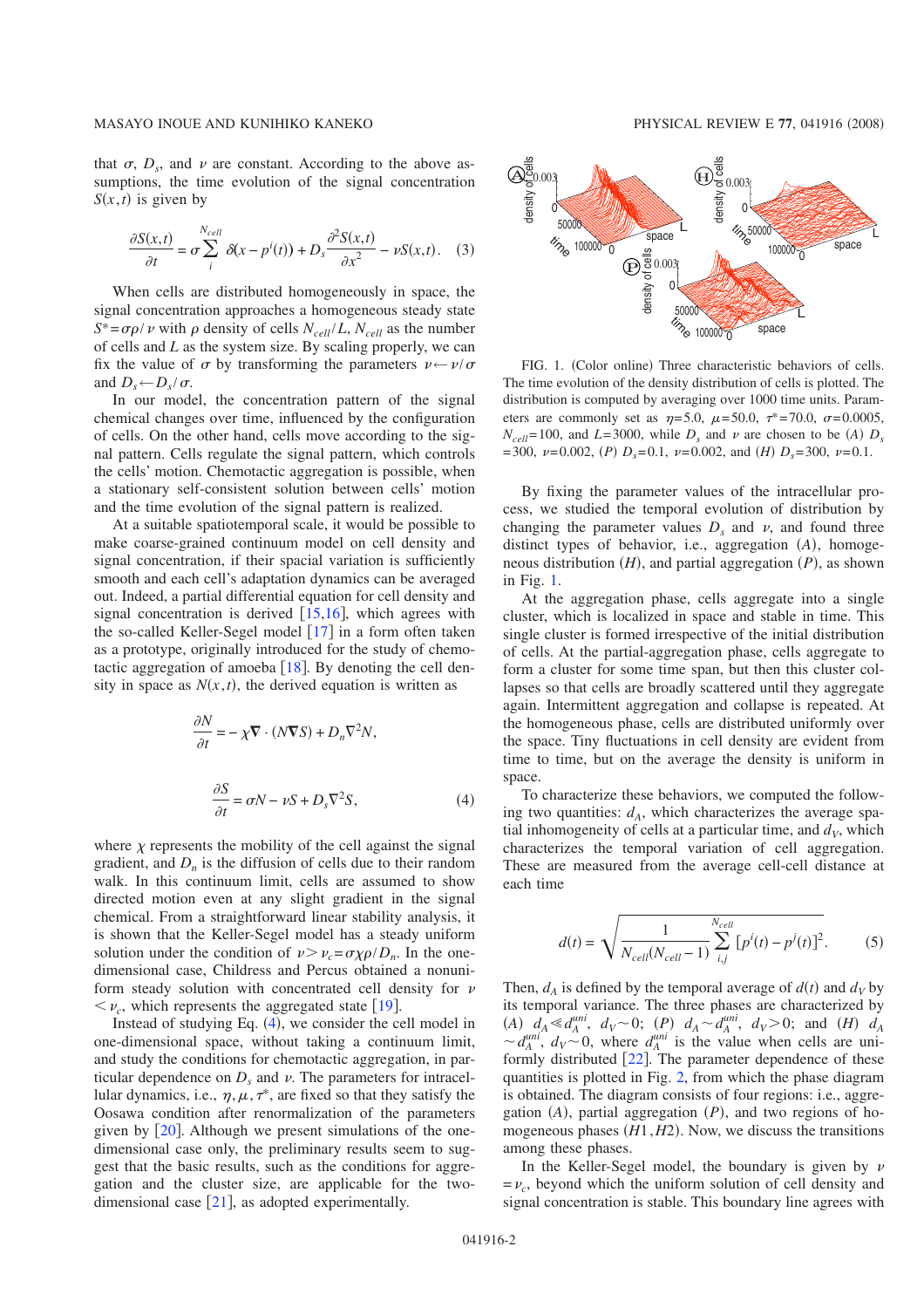that $\sigma$, $D_s$, and $\nu$ are constant. According to the above assumptions, the time evolution of the signal concentration $S(x,t)$ is given by

$$\frac{\partial S(x,t)}{\partial t} = \sigma \sum_{i}^{N_{cell}} \delta(x - p^i(t)) + D_s \frac{\partial^2 S(x,t)}{\partial x^2} - \nu S(x,t). \quad (3)$$

When cells are distributed homogeneously in space, the signal concentration approaches a homogeneous steady state $S^* = \sigma\rho/\nu$ with $\rho$ density of cells $N_{cell}/L$, $N_{cell}$ as the number of cells and $L$ as the system size. By scaling properly, we can fix the value of $\sigma$ by transforming the parameters $\nu \leftarrow \nu/\sigma$ and $D_s \leftarrow D_s/\sigma$.

In our model, the concentration pattern of the signal chemical changes over time, influenced by the configuration of cells. On the other hand, cells move according to the signal pattern. Cells regulate the signal pattern, which controls the cells' motion. Chemotactic aggregation is possible, when a stationary self-consistent solution between cells' motion and the time evolution of the signal pattern is realized.

At a suitable spatiotemporal scale, it would be possible to make coarse-grained continuum model on cell density and signal concentration, if their spacial variation is sufficiently smooth and each cell's adaptation dynamics can be averaged out. Indeed, a partial differential equation for cell density and signal concentration is derived [15,16], which agrees with the so-called Keller-Segel model [17] in a form often taken as a prototype, originally introduced for the study of chemotactic aggregation of amoeba [18]. By denoting the cell density in space as $N(x,t)$, the derived equation is written as

$$\frac{\partial N}{\partial t} = -\chi \nabla \cdot (N \nabla S) + D_n \nabla^2 N,$$

$$\frac{\partial S}{\partial t} = \sigma N - \nu S + D_s \nabla^2 S, \quad (4)$$

where $\chi$ represents the mobility of the cell against the signal gradient, and $D_n$ is the diffusion of cells due to their random walk. In this continuum limit, cells are assumed to show directed motion even at any slight gradient in the signal chemical. From a straightforward linear stability analysis, it is shown that the Keller-Segel model has a steady uniform solution under the condition of $\nu > \nu_c = \sigma\chi\rho/D_n$. In the one-dimensional case, Childress and Percus obtained a nonuniform steady solution with concentrated cell density for $\nu < \nu_c$, which represents the aggregated state [19].

Instead of studying Eq. (4), we consider the cell model in one-dimensional space, without taking a continuum limit, and study the conditions for chemotactic aggregation, in particular dependence on $D_s$ and $\nu$. The parameters for intracellular dynamics, i.e., $\eta, \mu, \tau^*$, are fixed so that they satisfy the Oosawa condition after renormalization of the parameters given by [20]. Although we present simulations of the one-dimensional case only, the preliminary results seem to suggest that the basic results, such as the conditions for aggregation and the cluster size, are applicable for the two-dimensional case [21], as adopted experimentally.

FIG. 1. (Color online) Three characteristic behaviors of cells. The time evolution of the density distribution of cells is plotted. The distribution is computed by averaging over 1000 time units. Parameters are commonly set as $\eta=5.0$, $\mu=50.0$, $\tau^*=70.0$, $\sigma=0.0005$, $N_{cell}=100$, and $L=3000$, while $D_s$ and $\nu$ are chosen to be (*A*) $D_s=300$, $\nu=0.002$, (*P*) $D_s=0.1$, $\nu=0.002$, and (*H*) $D_s=300$, $\nu=0.1$.

By fixing the parameter values of the intracellular process, we studied the temporal evolution of distribution by changing the parameter values $D_s$ and $\nu$, and found three distinct types of behavior, i.e., aggregation (*A*), homogeneous distribution (*H*), and partial aggregation (*P*), as shown in Fig. 1.

At the aggregation phase, cells aggregate into a single cluster, which is localized in space and stable in time. This single cluster is formed irrespective of the initial distribution of cells. At the partial-aggregation phase, cells aggregate to form a cluster for some time span, but then this cluster collapses so that cells are broadly scattered until they aggregate again. Intermittent aggregation and collapse is repeated. At the homogeneous phase, cells are distributed uniformly over the space. Tiny fluctuations in cell density are evident from time to time, but on the average the density is uniform in space.

To characterize these behaviors, we computed the following two quantities: $d_A$, which characterizes the average spatial inhomogeneity of cells at a particular time, and $d_V$, which characterizes the temporal variation of cell aggregation. These are measured from the average cell-cell distance at each time

$$d(t) = \sqrt{\frac{1}{N_{cell}(N_{cell}-1)} \sum_{i,j}^{N_{cell}} [p^i(t) - p^j(t)]^2}. \quad (5)$$

Then, $d_A$ is defined by the temporal average of $d(t)$ and $d_V$ by its temporal variance. The three phases are characterized by (*A*) $d_A \ll d_A^{uni}$, $d_V \sim 0$; (*P*) $d_A \sim d_A^{uni}$, $d_V > 0$; and (*H*) $d_A \sim d_A^{uni}$, $d_V \sim 0$, where $d_A^{uni}$ is the value when cells are uniformly distributed [22]. The parameter dependence of these quantities is plotted in Fig. 2, from which the phase diagram is obtained. The diagram consists of four regions: i.e., aggregation (*A*), partial aggregation (*P*), and two regions of homogeneous phases (*H*1, *H*2). Now, we discuss the transitions among these phases.

In the Keller-Segel model, the boundary is given by $\nu = \nu_c$, beyond which the uniform solution of cell density and signal concentration is stable. This boundary line agrees with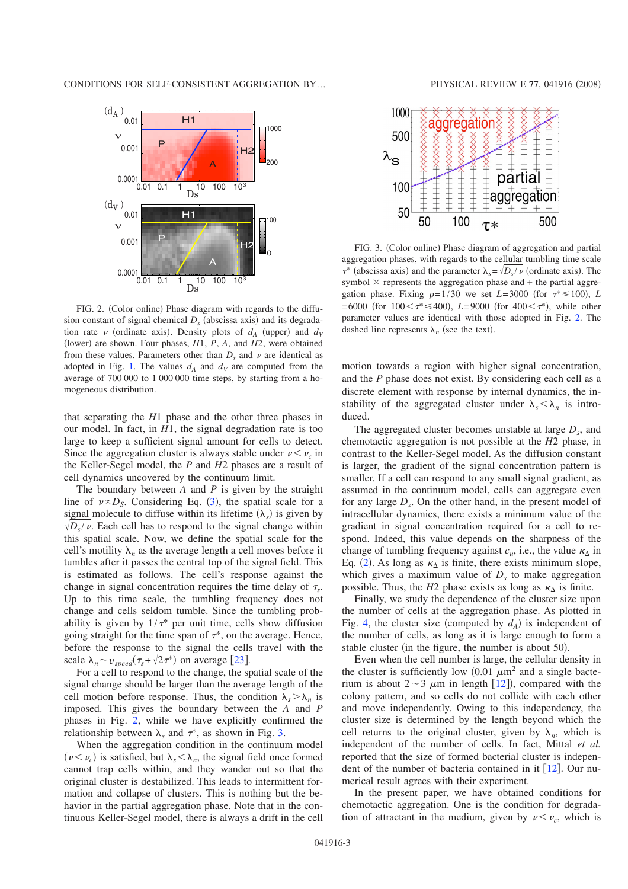FIG. 2. (Color online) Phase diagram with regards to the diffusion constant of signal chemical $D_s$ (abscissa axis) and its degradation rate $\nu$ (ordinate axis). Density plots of $d_A$ (upper) and $d_V$ (lower) are shown. Four phases, $H1$, $P$, $A$, and $H2$, were obtained from these values. Parameters other than $D_s$ and $\nu$ are identical as adopted in Fig. 1. The values $d_A$ and $d_V$ are computed from the average of 700 000 to 1 000 000 time steps, by starting from a homogeneous distribution.

that separating the $H1$ phase and the other three phases in our model. In fact, in $H1$, the signal degradation rate is too large to keep a sufficient signal amount for cells to detect. Since the aggregation cluster is always stable under $\nu < \nu_c$ in the Keller-Segel model, the $P$ and $H2$ phases are a result of cell dynamics uncovered by the continuum limit.

The boundary between $A$ and $P$ is given by the straight line of $\nu \propto D_S$. Considering Eq. (3), the spatial scale for a signal molecule to diffuse within its lifetime ($\lambda_s$) is given by $\sqrt{D_s/\nu}$. Each cell has to respond to the signal change within this spatial scale. Now, we define the spatial scale for the cell's motility $\lambda_n$ as the average length a cell moves before it tumbles after it passes the central top of the signal field. This is estimated as follows. The cell's response against the change in signal concentration requires the time delay of $\tau_s$. Up to this time scale, the tumbling frequency does not change and cells seldom tumble. Since the tumbling probability is given by $1/\tau^*$ per unit time, cells show diffusion going straight for the time span of $\tau^*$, on the average. Hence, before the response to the signal the cells travel with the scale $\lambda_n \sim v_{speed}(\tau_s + \sqrt{2}\tau^*)$ on average [23].

For a cell to respond to the change, the spatial scale of the signal change should be larger than the average length of the cell motion before response. Thus, the condition $\lambda_s > \lambda_n$ is imposed. This gives the boundary between the $A$ and $P$ phases in Fig. 2, while we have explicitly confirmed the relationship between $\lambda_s$ and $\tau^*$, as shown in Fig. 3.

When the aggregation condition in the continuum model ($\nu < \nu_c$) is satisfied, but $\lambda_s < \lambda_n$, the signal field once formed cannot trap cells within, and they wander out so that the original cluster is destabilized. This leads to intermittent formation and collapse of clusters. This is nothing but the behavior in the partial aggregation phase. Note that in the continuous Keller-Segel model, there is always a drift in the cell motion towards a region with higher signal concentration, and the $P$ phase does not exist. By considering each cell as a discrete element with response by internal dynamics, the instability of the aggregated cluster under $\lambda_s < \lambda_n$ is introduced.

FIG. 3. (Color online) Phase diagram of aggregation and partial aggregation phases, with regards to the cellular tumbling time scale $\tau^*$ (abscissa axis) and the parameter $\lambda_s = \sqrt{D_s/\nu}$ (ordinate axis). The symbol $\times$ represents the aggregation phase and $+$ the partial aggregation phase. Fixing $\rho = 1/30$ we set $L = 3000$ (for $\tau^* \leqslant 100$), $L = 6000$ (for $100 < \tau^* \leqslant 400$), $L = 9000$ (for $400 < \tau^*$), while other parameter values are identical with those adopted in Fig. 2. The dashed line represents $\lambda_n$ (see the text).

The aggregated cluster becomes unstable at large $D_s$, and chemotactic aggregation is not possible at the $H2$ phase, in contrast to the Keller-Segel model. As the diffusion constant is larger, the gradient of the signal concentration pattern is smaller. If a cell can respond to any small signal gradient, as assumed in the continuum model, cells can aggregate even for any large $D_s$. On the other hand, in the present model of intracellular dynamics, there exists a minimum value of the gradient in signal concentration required for a cell to respond. Indeed, this value depends on the sharpness of the change of tumbling frequency against $c_u$, i.e., the value $\kappa_\Delta$ in Eq. (2). As long as $\kappa_\Delta$ is finite, there exists minimum slope, which gives a maximum value of $D_s$ to make aggregation possible. Thus, the $H2$ phase exists as long as $\kappa_\Delta$ is finite.

Finally, we study the dependence of the cluster size upon the number of cells at the aggregation phase. As plotted in Fig. 4, the cluster size (computed by $d_A$) is independent of the number of cells, as long as it is large enough to form a stable cluster (in the figure, the number is about 50).

Even when the cell number is large, the cellular density in the cluster is sufficiently low (0.01 $\mu m^2$ and a single bacterium is about $2 \sim 3$ $\mu m$ in length [12]), compared with the colony pattern, and so cells do not collide with each other and move independently. Owing to this independency, the cluster size is determined by the length beyond which the cell returns to the original cluster, given by $\lambda_n$, which is independent of the number of cells. In fact, Mittal *et al.* reported that the size of formed bacterial cluster is independent of the number of bacteria contained in it [12]. Our numerical result agrees with their experiment.

In the present paper, we have obtained conditions for chemotactic aggregation. One is the condition for degradation of attractant in the medium, given by $\nu < \nu_c$, which is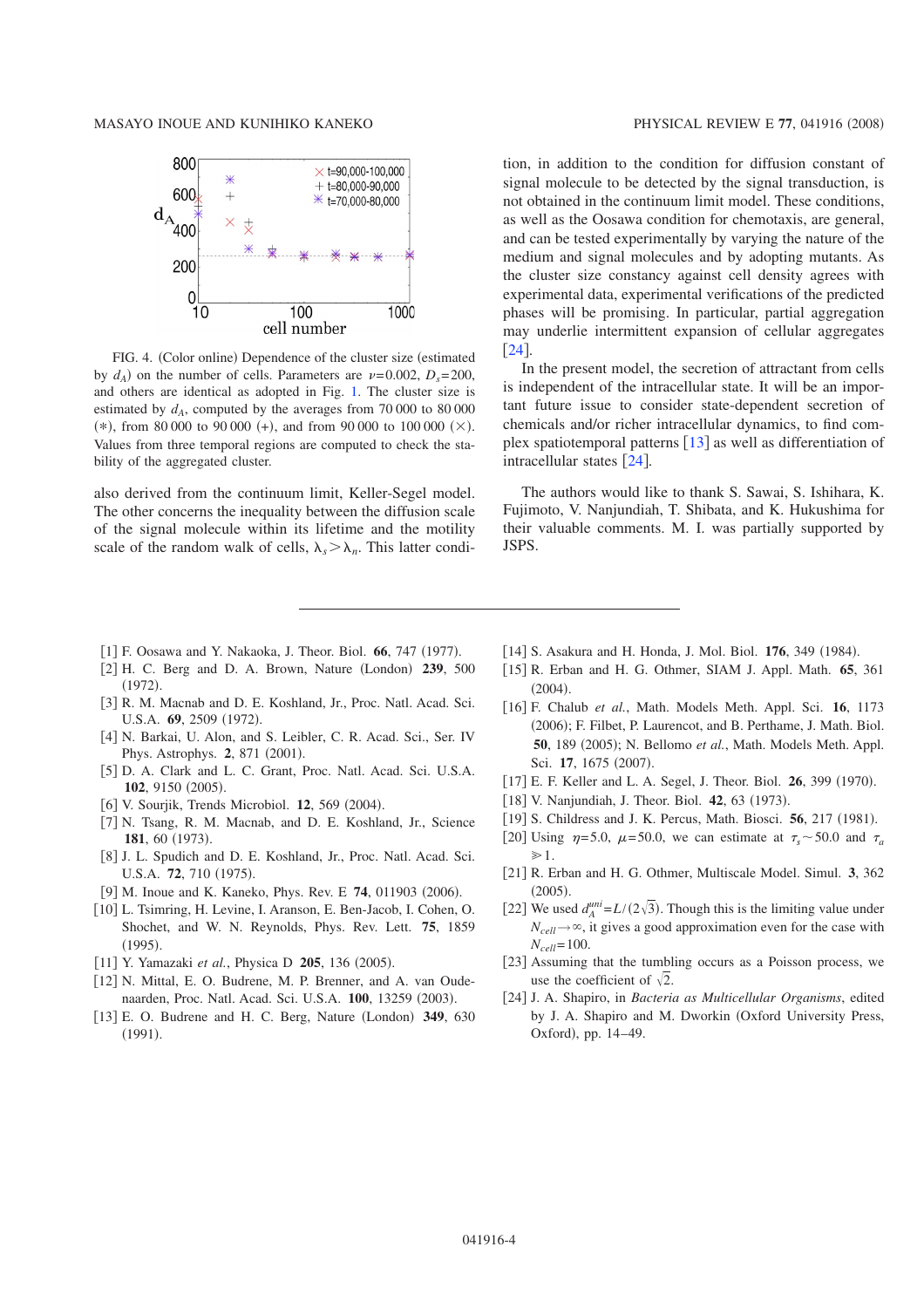800

600

$d_A$

400

200

0

10

100

1000

cell number

× t=90,000-100,000

+ t=80,000-90,000

∗ t=70,000-80,000

FIG. 4. (Color online) Dependence of the cluster size (estimated by $d_A$) on the number of cells. Parameters are $\nu=0.002$, $D_s=200$, and others are identical as adopted in Fig. 1. The cluster size is estimated by $d_A$, computed by the averages from 70 000 to 80 000 (∗), from 80 000 to 90 000 (+), and from 90 000 to 100 000 (×). Values from three temporal regions are computed to check the stability of the aggregated cluster.

also derived from the continuum limit, Keller-Segel model. The other concerns the inequality between the diffusion scale of the signal molecule within its lifetime and the motility scale of the random walk of cells, $\lambda_s > \lambda_n$. This latter condition, in addition to the condition for diffusion constant of signal molecule to be detected by the signal transduction, is not obtained in the continuum limit model. These conditions, as well as the Oosawa condition for chemotaxis, are general, and can be tested experimentally by varying the nature of the medium and signal molecules and by adopting mutants. As the cluster size constancy against cell density agrees with experimental data, experimental verifications of the predicted phases will be promising. In particular, partial aggregation may underlie intermittent expansion of cellular aggregates [24].

In the present model, the secretion of attractant from cells is independent of the intracellular state. It will be an important future issue to consider state-dependent secretion of chemicals and/or richer intracellular dynamics, to find complex spatiotemporal patterns [13] as well as differentiation of intracellular states [24].

The authors would like to thank S. Sawai, S. Ishihara, K. Fujimoto, V. Nanjundiah, T. Shibata, and K. Hukushima for their valuable comments. M. I. was partially supported by JSPS.

---

[1] F. Oosawa and Y. Nakaoka, J. Theor. Biol. **66**, 747 (1977).

[2] H. C. Berg and D. A. Brown, Nature (London) **239**, 500 (1972).

[3] R. M. Macnab and D. E. Koshland, Jr., Proc. Natl. Acad. Sci. U.S.A. **69**, 2509 (1972).

[4] N. Barkai, U. Alon, and S. Leibler, C. R. Acad. Sci., Ser. IV Phys. Astrophys. **2**, 871 (2001).

[5] D. A. Clark and L. C. Grant, Proc. Natl. Acad. Sci. U.S.A. **102**, 9150 (2005).

[6] V. Sourjik, Trends Microbiol. **12**, 569 (2004).

[7] N. Tsang, R. M. Macnab, and D. E. Koshland, Jr., Science **181**, 60 (1973).

[8] J. L. Spudich and D. E. Koshland, Jr., Proc. Natl. Acad. Sci. U.S.A. **72**, 710 (1975).

[9] M. Inoue and K. Kaneko, Phys. Rev. E **74**, 011903 (2006).

[10] L. Tsimring, H. Levine, I. Aranson, E. Ben-Jacob, I. Cohen, O. Shochet, and W. N. Reynolds, Phys. Rev. Lett. **75**, 1859 (1995).

[11] Y. Yamazaki *et al.*, Physica D **205**, 136 (2005).

[12] N. Mittal, E. O. Budrene, M. P. Brenner, and A. van Oudenaarden, Proc. Natl. Acad. Sci. U.S.A. **100**, 13259 (2003).

[13] E. O. Budrene and H. C. Berg, Nature (London) **349**, 630 (1991).

[14] S. Asakura and H. Honda, J. Mol. Biol. **176**, 349 (1984).

[15] R. Erban and H. G. Othmer, SIAM J. Appl. Math. **65**, 361 (2004).

[16] F. Chalub *et al.*, Math. Models Meth. Appl. Sci. **16**, 1173 (2006); F. Filbet, P. Laurencot, and B. Perthame, J. Math. Biol. **50**, 189 (2005); N. Bellomo *et al.*, Math. Models Meth. Appl. Sci. **17**, 1675 (2007).

[17] E. F. Keller and L. A. Segel, J. Theor. Biol. **26**, 399 (1970).

[18] V. Nanjundiah, J. Theor. Biol. **42**, 63 (1973).

[19] S. Childress and J. K. Percus, Math. Biosci. **56**, 217 (1981).

[20] Using $\eta=5.0$, $\mu=50.0$, we can estimate at $\tau_s \sim 50.0$ and $\tau_a \gg 1$.

[21] R. Erban and H. G. Othmer, Multiscale Model. Simul. **3**, 362 (2005).

[22] We used $d_A^{uni}=L/(2\sqrt{3})$. Though this is the limiting value under $N_{cell}\to\infty$, it gives a good approximation even for the case with $N_{cell}=100$.

[23] Assuming that the tumbling occurs as a Poisson process, we use the coefficient of $\sqrt{2}$.

[24] J. A. Shapiro, in *Bacteria as Multicellular Organisms*, edited by J. A. Shapiro and M. Dworkin (Oxford University Press, Oxford), pp. 14–49.